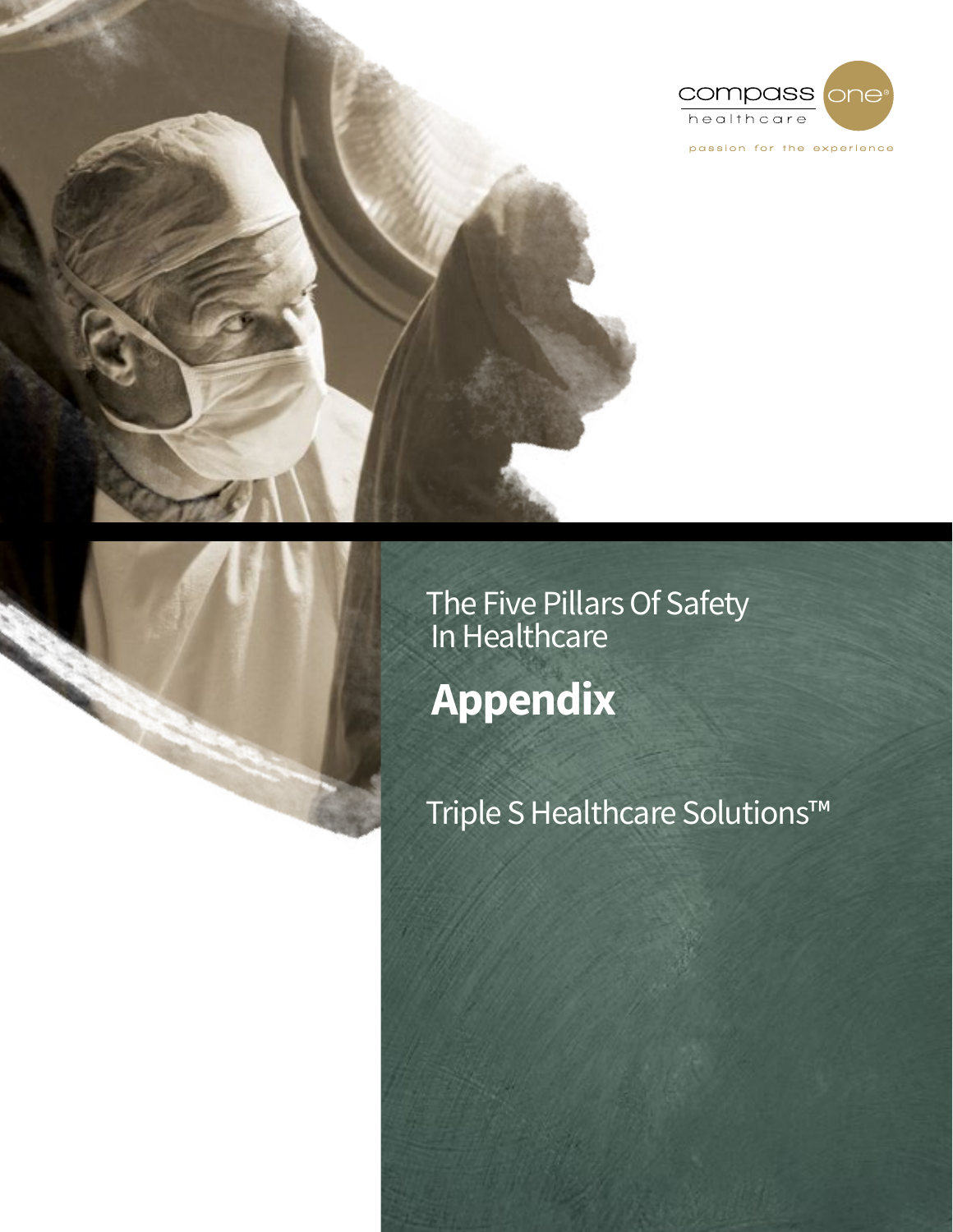compass one healthcare

passion for the experience

# The Five Pillars Of Safety In Healthcare

# Appendix

## Triple S Healthcare Solutions™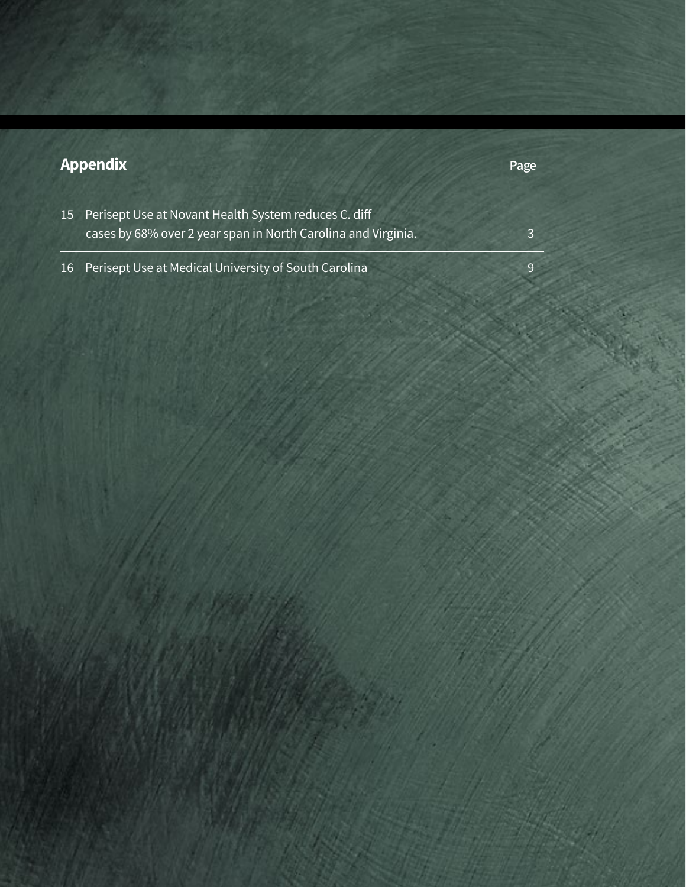## Appendix

| | | Page |
|---|---|---|
| 15 | Perisept Use at Novant Health System reduces C. diff cases by 68% over 2 year span in North Carolina and Virginia. | 3 |
| 16 | Perisept Use at Medical University of South Carolina | 9 |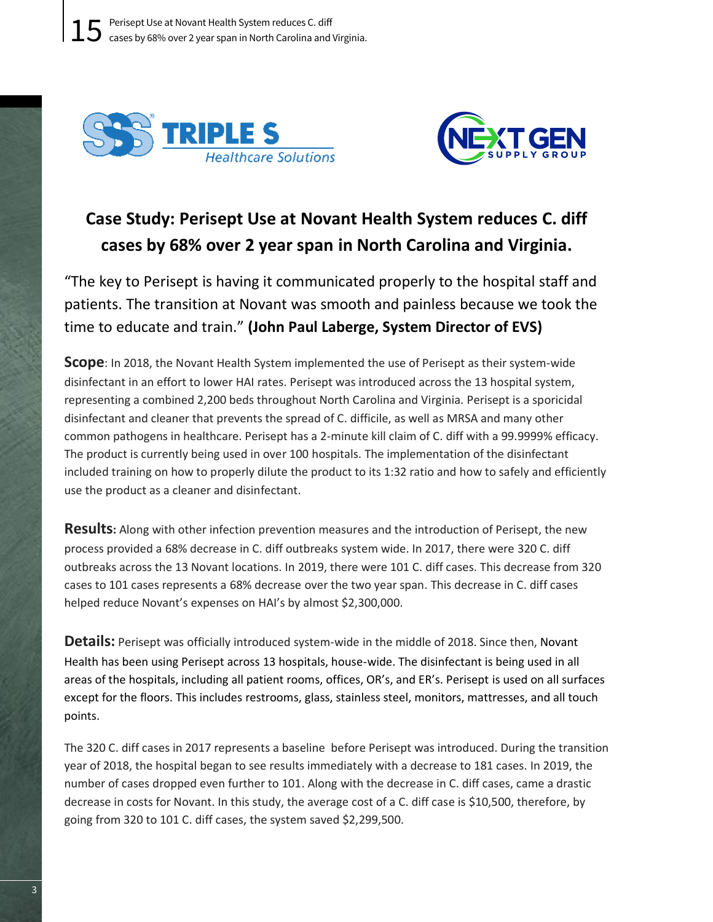# Case Study: Perisept Use at Novant Health System reduces C. diff cases by 68% over 2 year span in North Carolina and Virginia.

"The key to Perisept is having it communicated properly to the hospital staff and patients. The transition at Novant was smooth and painless because we took the time to educate and train." **(John Paul Laberge, System Director of EVS)**

**Scope**: In 2018, the Novant Health System implemented the use of Perisept as their system-wide disinfectant in an effort to lower HAI rates. Perisept was introduced across the 13 hospital system, representing a combined 2,200 beds throughout North Carolina and Virginia. Perisept is a sporicidal disinfectant and cleaner that prevents the spread of C. difficile, as well as MRSA and many other common pathogens in healthcare. Perisept has a 2-minute kill claim of C. diff with a 99.9999% efficacy. The product is currently being used in over 100 hospitals. The implementation of the disinfectant included training on how to properly dilute the product to its 1:32 ratio and how to safely and efficiently use the product as a cleaner and disinfectant.

**Results:** Along with other infection prevention measures and the introduction of Perisept, the new process provided a 68% decrease in C. diff outbreaks system wide. In 2017, there were 320 C. diff outbreaks across the 13 Novant locations. In 2019, there were 101 C. diff cases. This decrease from 320 cases to 101 cases represents a 68% decrease over the two year span. This decrease in C. diff cases helped reduce Novant's expenses on HAI's by almost $2,300,000.

**Details:** Perisept was officially introduced system-wide in the middle of 2018. Since then, Novant Health has been using Perisept across 13 hospitals, house-wide. The disinfectant is being used in all areas of the hospitals, including all patient rooms, offices, OR's, and ER's. Perisept is used on all surfaces except for the floors. This includes restrooms, glass, stainless steel, monitors, mattresses, and all touch points.

The 320 C. diff cases in 2017 represents a baseline before Perisept was introduced. During the transition year of 2018, the hospital began to see results immediately with a decrease to 181 cases. In 2019, the number of cases dropped even further to 101. Along with the decrease in C. diff cases, came a drastic decrease in costs for Novant. In this study, the average cost of a C. diff case is $10,500, therefore, by going from 320 to 101 C. diff cases, the system saved $2,299,500.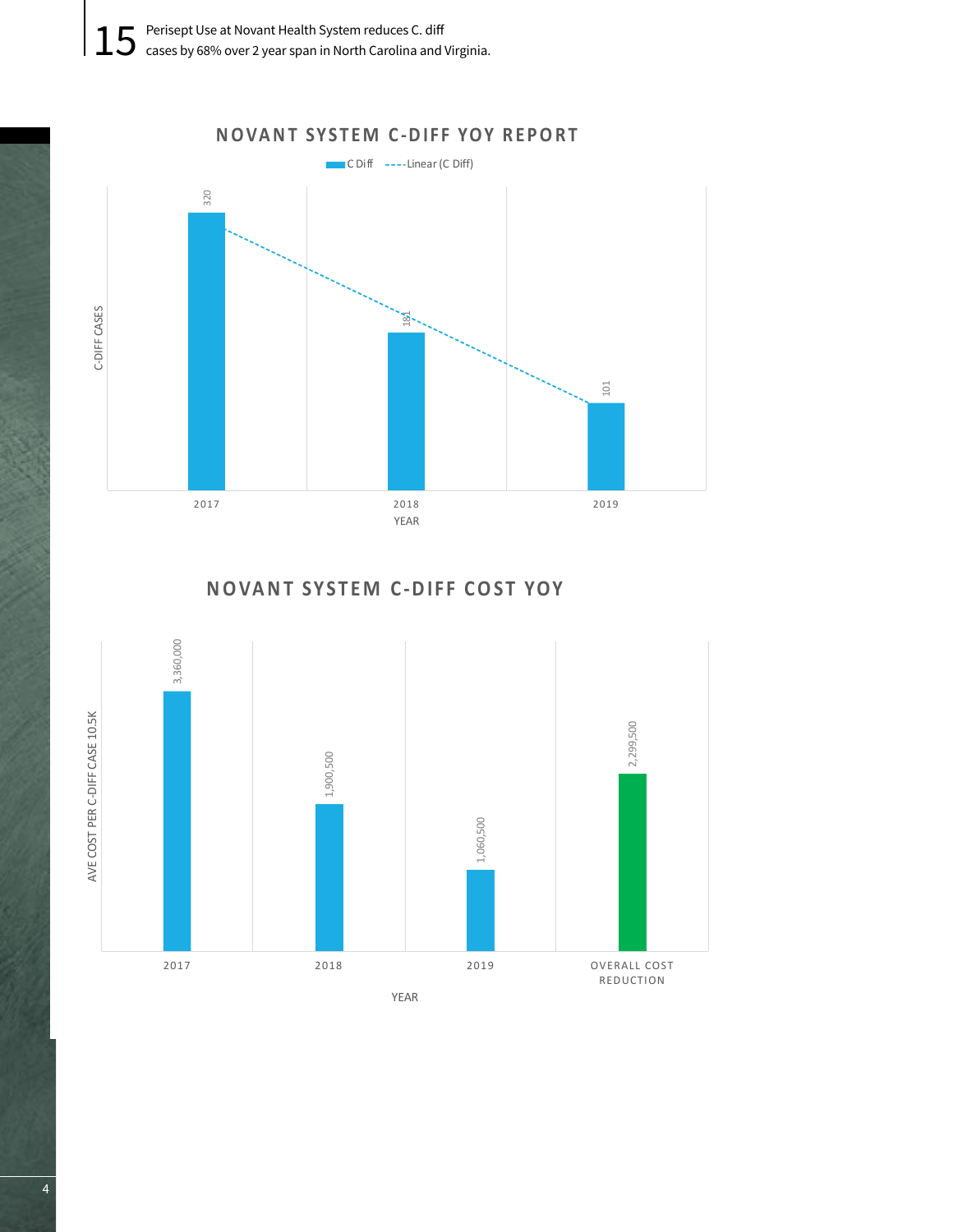15 Perisept Use at Novant Health System reduces C. diff cases by 68% over 2 year span in North Carolina and Virginia.

## NOVANT SYSTEM C-DIFF YOY REPORT

C Diff / Linear (C Diff)

| YEAR | C-DIFF CASES |
|---|---|
| 2017 | 320 |
| 2018 | 181 |
| 2019 | 101 |

## NOVANT SYSTEM C-DIFF COST YOY

| YEAR | AVE COST PER C-DIFF CASE 10.5K |
|---|---|
| 2017 | 3,360,000 |
| 2018 | 1,900,500 |
| 2019 | 1,060,500 |
| OVERALL COST REDUCTION | 2,299,500 |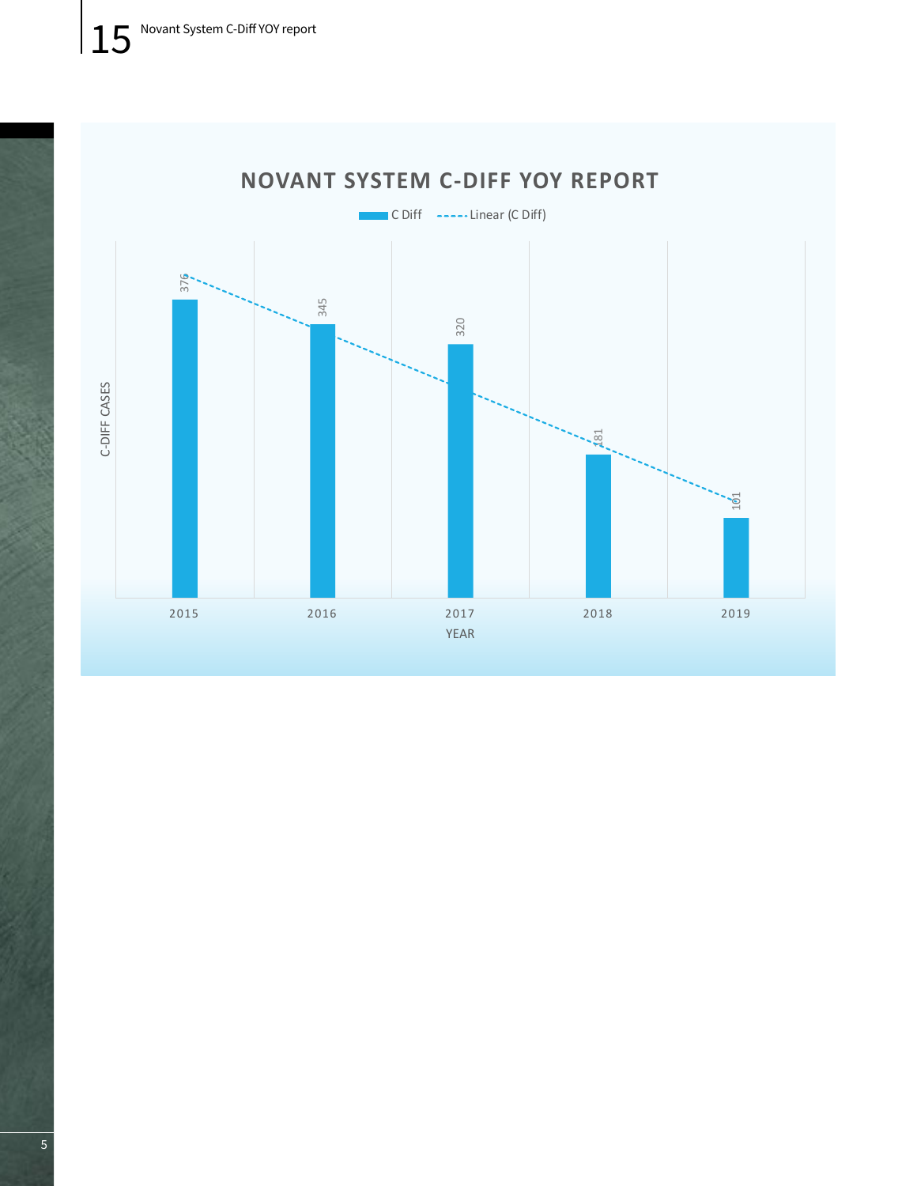## 15 Novant System C-Diff YOY report

# NOVANT SYSTEM C-DIFF YOY REPORT

| YEAR | C-DIFF CASES |
|---|---|
| 2015 | 376 |
| 2016 | 345 |
| 2017 | 320 |
| 2018 | 181 |
| 2019 | 101 |

Legend: C Diff; Linear (C Diff)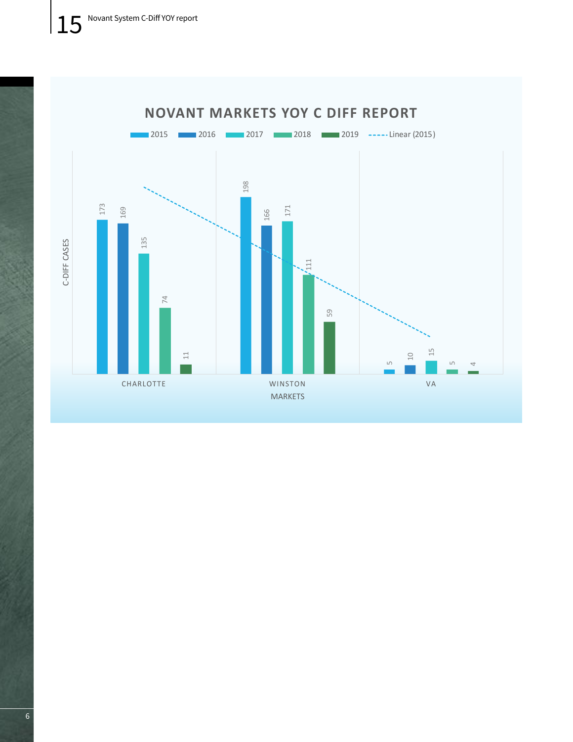## 15 Novant System C-Diff YOY report

**NOVANT MARKETS YOY C DIFF REPORT**

C-DIFF CASES by MARKETS

| Market | 2015 | 2016 | 2017 | 2018 | 2019 |
|---|---|---|---|---|---|
| CHARLOTTE | 173 | 169 | 135 | 74 | 11 |
| WINSTON | 198 | 166 | 171 | 111 | 59 |
| VA | 5 | 10 | 15 | 5 | 4 |

Linear (2015)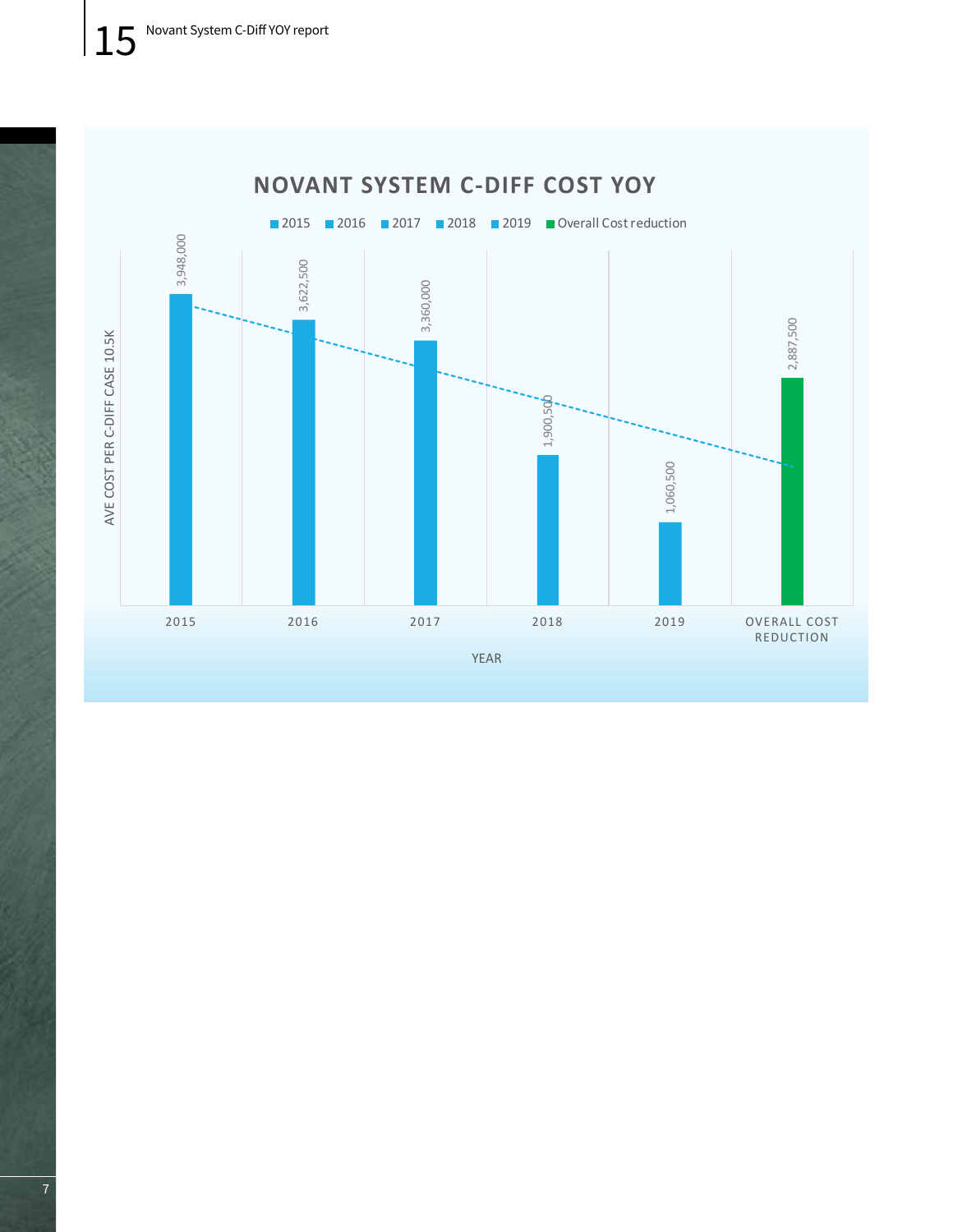# NOVANT SYSTEM C-DIFF COST YOY

AVE COST PER C-DIFF CASE 10.5K

| YEAR | Cost |
|---|---|
| 2015 | 3,948,000 |
| 2016 | 3,622,500 |
| 2017 | 3,360,000 |
| 2018 | 1,900,500 |
| 2019 | 1,060,500 |
| OVERALL COST REDUCTION | 2,887,500 |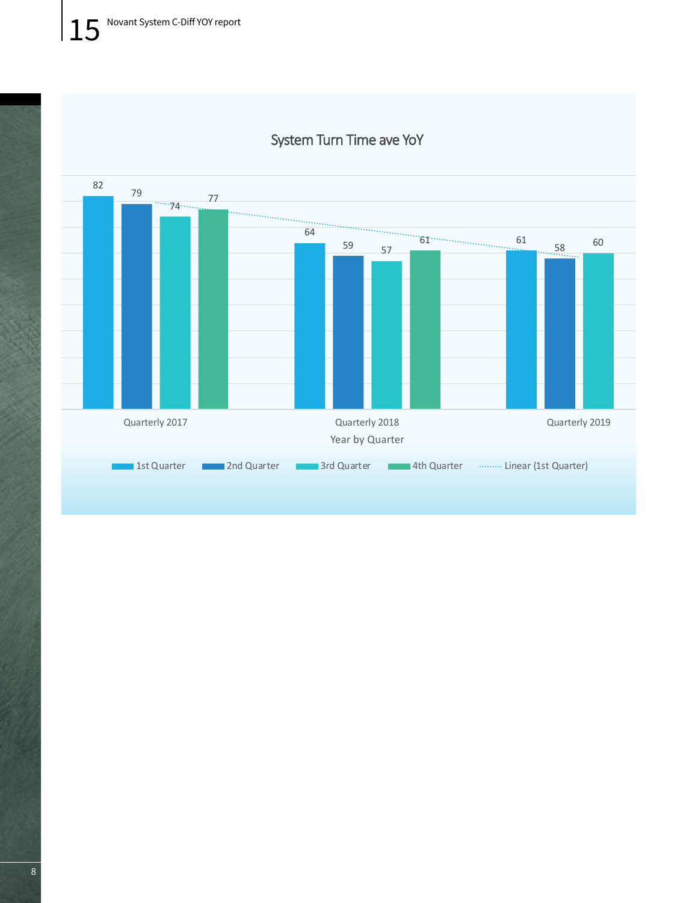## 15 Novant System C-Diff YOY report

### System Turn Time ave YoY

| Year by Quarter | 1st Quarter | 2nd Quarter | 3rd Quarter | 4th Quarter |
|---|---|---|---|---|
| Quarterly 2017 | 82 | 79 | 74 | 77 |
| Quarterly 2018 | 64 | 59 | 57 | 61 |
| Quarterly 2019 | 61 | 58 | 60 | |

Legend: 1st Quarter, 2nd Quarter, 3rd Quarter, 4th Quarter, Linear (1st Quarter)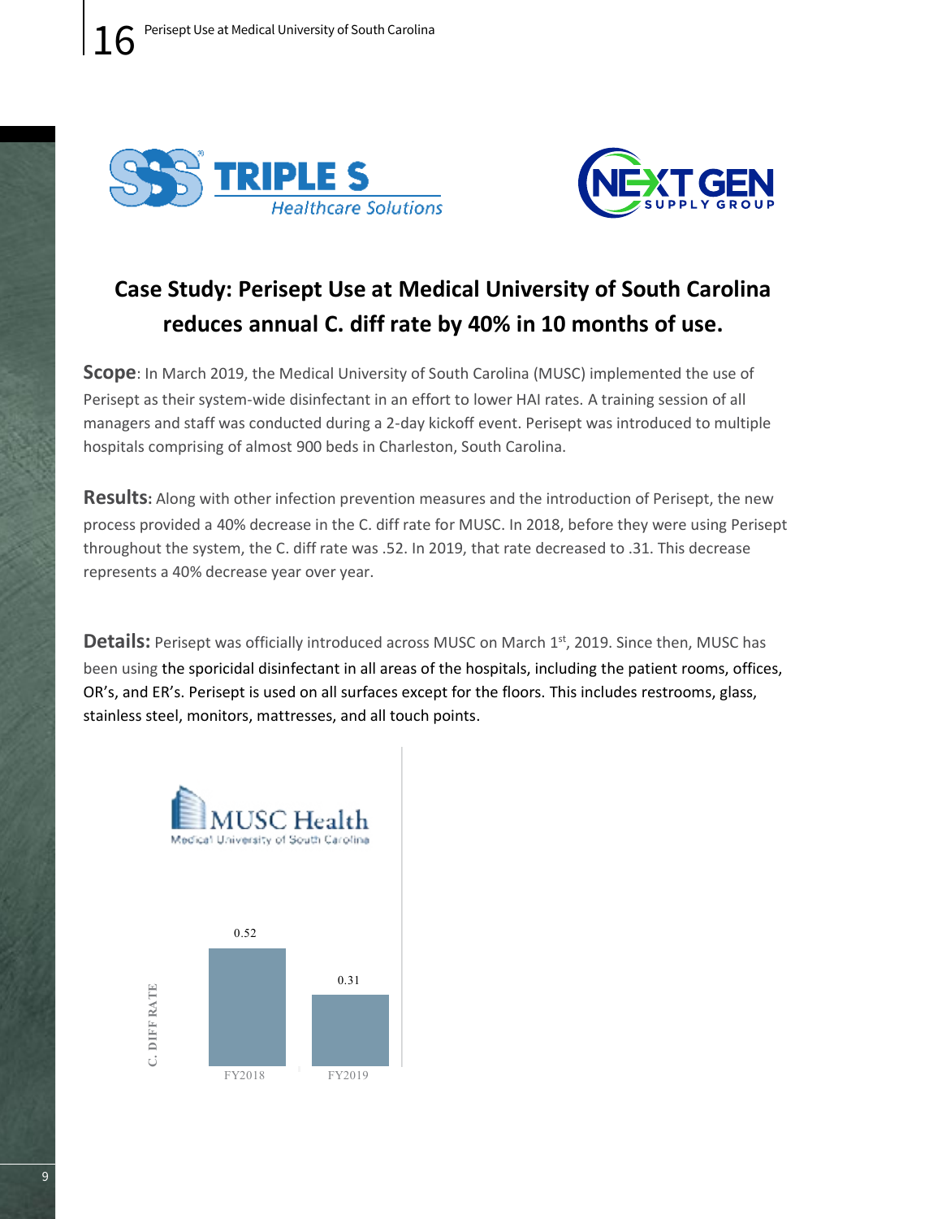# Case Study: Perisept Use at Medical University of South Carolina reduces annual C. diff rate by 40% in 10 months of use.

**Scope**: In March 2019, the Medical University of South Carolina (MUSC) implemented the use of Perisept as their system-wide disinfectant in an effort to lower HAI rates. A training session of all managers and staff was conducted during a 2-day kickoff event. Perisept was introduced to multiple hospitals comprising of almost 900 beds in Charleston, South Carolina.

**Results:** Along with other infection prevention measures and the introduction of Perisept, the new process provided a 40% decrease in the C. diff rate for MUSC. In 2018, before they were using Perisept throughout the system, the C. diff rate was .52. In 2019, that rate decreased to .31. This decrease represents a 40% decrease year over year.

**Details:** Perisept was officially introduced across MUSC on March 1st, 2019. Since then, MUSC has been using the sporicidal disinfectant in all areas of the hospitals, including the patient rooms, offices, OR's, and ER's. Perisept is used on all surfaces except for the floors. This includes restrooms, glass, stainless steel, monitors, mattresses, and all touch points.

MUSC Health
Medical University of South Carolina

| | C. DIFF RATE |
|---|---|
| FY2018 | 0.52 |
| FY2019 | 0.31 |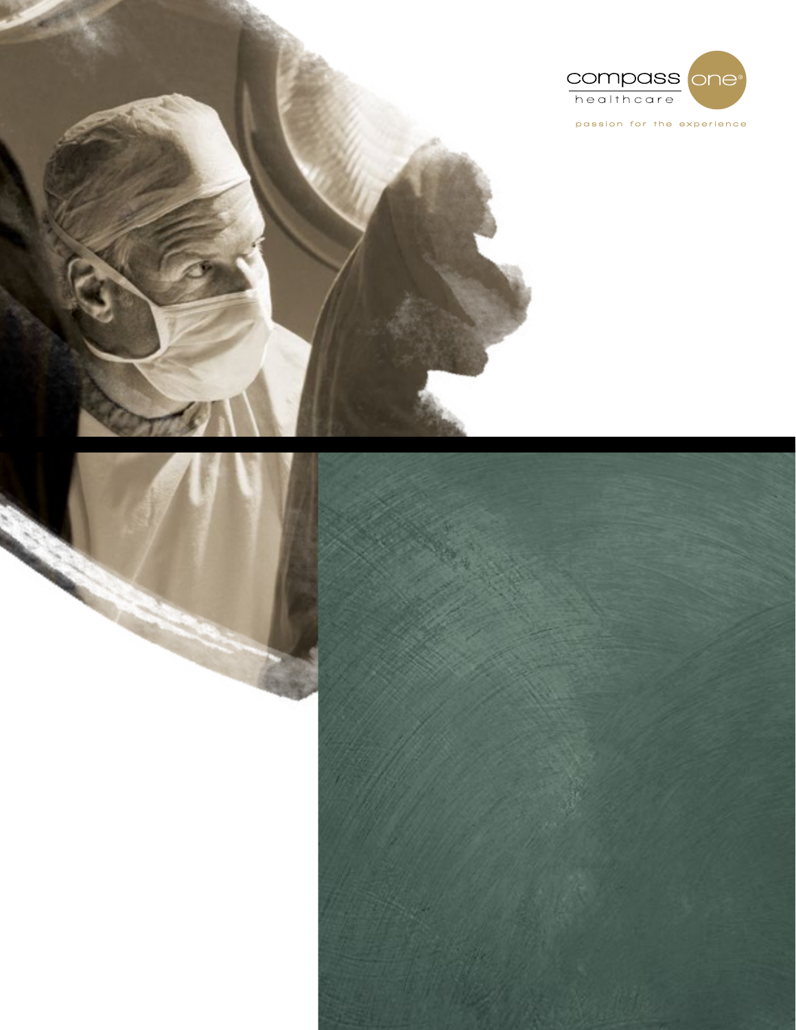compass one healthcare

passion for the experience